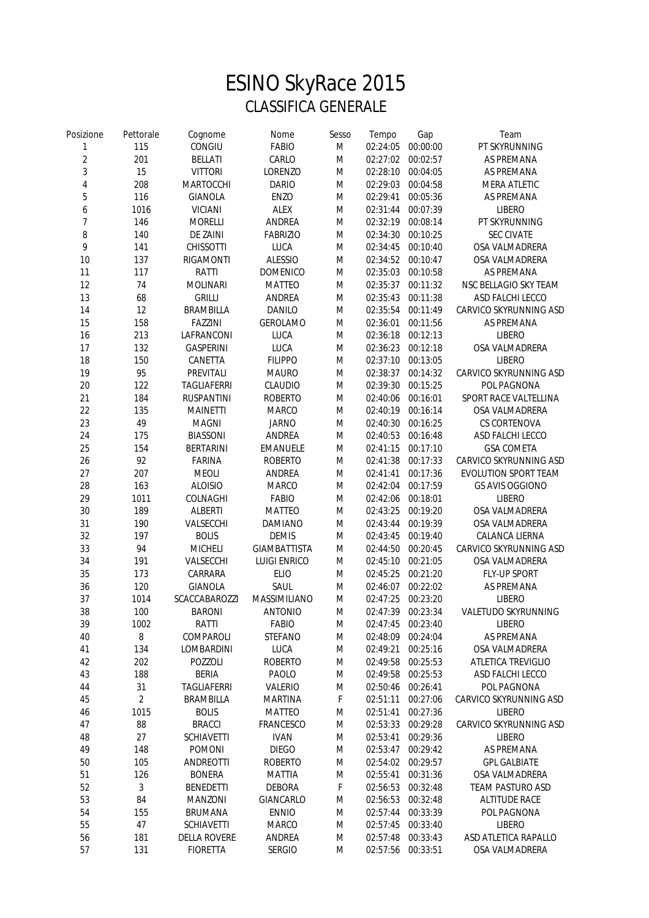# ESINO SkyRace 2015

## CLASSIFICA GENERALE

| Posizione | Pettorale | Cognome | Nome | Sesso | Tempo | Gap | Team |
|---|---|---|---|---|---|---|---|
| 1 | 115 | CONGIU | FABIO | M | 02:24:05 | 00:00:00 | PT SKYRUNNING |
| 2 | 201 | BELLATI | CARLO | M | 02:27:02 | 00:02:57 | AS PREMANA |
| 3 | 15 | VITTORI | LORENZO | M | 02:28:10 | 00:04:05 | AS PREMANA |
| 4 | 208 | MARTOCCHI | DARIO | M | 02:29:03 | 00:04:58 | MERA ATLETIC |
| 5 | 116 | GIANOLA | ENZO | M | 02:29:41 | 00:05:36 | AS PREMANA |
| 6 | 1016 | VICIANI | ALEX | M | 02:31:44 | 00:07:39 | LIBERO |
| 7 | 146 | MORELLI | ANDREA | M | 02:32:19 | 00:08:14 | PT SKYRUNNING |
| 8 | 140 | DE ZAINI | FABRIZIO | M | 02:34:30 | 00:10:25 | SEC CIVATE |
| 9 | 141 | CHISSOTTI | LUCA | M | 02:34:45 | 00:10:40 | OSA VALMADRERA |
| 10 | 137 | RIGAMONTI | ALESSIO | M | 02:34:52 | 00:10:47 | OSA VALMADRERA |
| 11 | 117 | RATTI | DOMENICO | M | 02:35:03 | 00:10:58 | AS PREMANA |
| 12 | 74 | MOLINARI | MATTEO | M | 02:35:37 | 00:11:32 | NSC BELLAGIO SKY TEAM |
| 13 | 68 | GRILLI | ANDREA | M | 02:35:43 | 00:11:38 | ASD FALCHI LECCO |
| 14 | 12 | BRAMBILLA | DANILO | M | 02:35:54 | 00:11:49 | CARVICO SKYRUNNING ASD |
| 15 | 158 | FAZZINI | GEROLAMO | M | 02:36:01 | 00:11:56 | AS PREMANA |
| 16 | 213 | LAFRANCONI | LUCA | M | 02:36:18 | 00:12:13 | LIBERO |
| 17 | 132 | GASPERINI | LUCA | M | 02:36:23 | 00:12:18 | OSA VALMADRERA |
| 18 | 150 | CANETTA | FILIPPO | M | 02:37:10 | 00:13:05 | LIBERO |
| 19 | 95 | PREVITALI | MAURO | M | 02:38:37 | 00:14:32 | CARVICO SKYRUNNING ASD |
| 20 | 122 | TAGLIAFERRI | CLAUDIO | M | 02:39:30 | 00:15:25 | POL PAGNONA |
| 21 | 184 | RUSPANTINI | ROBERTO | M | 02:40:06 | 00:16:01 | SPORT RACE VALTELLINA |
| 22 | 135 | MAINETTI | MARCO | M | 02:40:19 | 00:16:14 | OSA VALMADRERA |
| 23 | 49 | MAGNI | JARNO | M | 02:40:30 | 00:16:25 | CS CORTENOVA |
| 24 | 175 | BIASSONI | ANDREA | M | 02:40:53 | 00:16:48 | ASD FALCHI LECCO |
| 25 | 154 | BERTARINI | EMANUELE | M | 02:41:15 | 00:17:10 | GSA COMETA |
| 26 | 92 | FARINA | ROBERTO | M | 02:41:38 | 00:17:33 | CARVICO SKYRUNNING ASD |
| 27 | 207 | MEOLI | ANDREA | M | 02:41:41 | 00:17:36 | EVOLUTION SPORT TEAM |
| 28 | 163 | ALOISIO | MARCO | M | 02:42:04 | 00:17:59 | GS AVIS OGGIONO |
| 29 | 1011 | COLNAGHI | FABIO | M | 02:42:06 | 00:18:01 | LIBERO |
| 30 | 189 | ALBERTI | MATTEO | M | 02:43:25 | 00:19:20 | OSA VALMADRERA |
| 31 | 190 | VALSECCHI | DAMIANO | M | 02:43:44 | 00:19:39 | OSA VALMADRERA |
| 32 | 197 | BOLIS | DEMIS | M | 02:43:45 | 00:19:40 | CALANCA LIERNA |
| 33 | 94 | MICHELI | GIAMBATTISTA | M | 02:44:50 | 00:20:45 | CARVICO SKYRUNNING ASD |
| 34 | 191 | VALSECCHI | LUIGI ENRICO | M | 02:45:10 | 00:21:05 | OSA VALMADRERA |
| 35 | 173 | CARRARA | ELIO | M | 02:45:25 | 00:21:20 | FLY-UP SPORT |
| 36 | 120 | GIANOLA | SAUL | M | 02:46:07 | 00:22:02 | AS PREMANA |
| 37 | 1014 | SCACCABAROZZI | MASSIMILIANO | M | 02:47:25 | 00:23:20 | LIBERO |
| 38 | 100 | BARONI | ANTONIO | M | 02:47:39 | 00:23:34 | VALETUDO SKYRUNNING |
| 39 | 1002 | RATTI | FABIO | M | 02:47:45 | 00:23:40 | LIBERO |
| 40 | 8 | COMPAROLI | STEFANO | M | 02:48:09 | 00:24:04 | AS PREMANA |
| 41 | 134 | LOMBARDINI | LUCA | M | 02:49:21 | 00:25:16 | OSA VALMADRERA |
| 42 | 202 | POZZOLI | ROBERTO | M | 02:49:58 | 00:25:53 | ATLETICA TREVIGLIO |
| 43 | 188 | BERIA | PAOLO | M | 02:49:58 | 00:25:53 | ASD FALCHI LECCO |
| 44 | 31 | TAGLIAFERRI | VALERIO | M | 02:50:46 | 00:26:41 | POL PAGNONA |
| 45 | 2 | BRAMBILLA | MARTINA | F | 02:51:11 | 00:27:06 | CARVICO SKYRUNNING ASD |
| 46 | 1015 | BOLIS | MATTEO | M | 02:51:41 | 00:27:36 | LIBERO |
| 47 | 88 | BRACCI | FRANCESCO | M | 02:53:33 | 00:29:28 | CARVICO SKYRUNNING ASD |
| 48 | 27 | SCHIAVETTI | IVAN | M | 02:53:41 | 00:29:36 | LIBERO |
| 49 | 148 | POMONI | DIEGO | M | 02:53:47 | 00:29:42 | AS PREMANA |
| 50 | 105 | ANDREOTTI | ROBERTO | M | 02:54:02 | 00:29:57 | GPL GALBIATE |
| 51 | 126 | BONERA | MATTIA | M | 02:55:41 | 00:31:36 | OSA VALMADRERA |
| 52 | 3 | BENEDETTI | DEBORA | F | 02:56:53 | 00:32:48 | TEAM PASTURO ASD |
| 53 | 84 | MANZONI | GIANCARLO | M | 02:56:53 | 00:32:48 | ALTITUDE RACE |
| 54 | 155 | BRUMANA | ENNIO | M | 02:57:44 | 00:33:39 | POL PAGNONA |
| 55 | 47 | SCHIAVETTI | MARCO | M | 02:57:45 | 00:33:40 | LIBERO |
| 56 | 181 | DELLA ROVERE | ANDREA | M | 02:57:48 | 00:33:43 | ASD ATLETICA RAPALLO |
| 57 | 131 | FIORETTA | SERGIO | M | 02:57:56 | 00:33:51 | OSA VALMADRERA |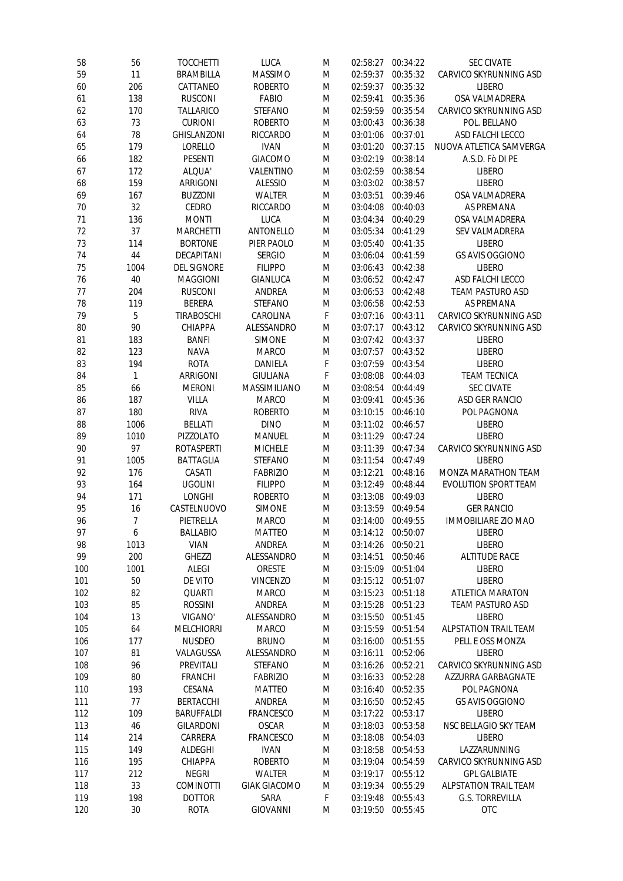| | | | | | | | |
|---|---|---|---|---|---|---|---|
| 58 | 56 | TOCCHETTI | LUCA | M | 02:58:27 | 00:34:22 | SEC CIVATE |
| 59 | 11 | BRAMBILLA | MASSIMO | M | 02:59:37 | 00:35:32 | CARVICO SKYRUNNING ASD |
| 60 | 206 | CATTANEO | ROBERTO | M | 02:59:37 | 00:35:32 | LIBERO |
| 61 | 138 | RUSCONI | FABIO | M | 02:59:41 | 00:35:36 | OSA VALMADRERA |
| 62 | 170 | TALLARICO | STEFANO | M | 02:59:59 | 00:35:54 | CARVICO SKYRUNNING ASD |
| 63 | 73 | CURIONI | ROBERTO | M | 03:00:43 | 00:36:38 | POL. BELLANO |
| 64 | 78 | GHISLANZONI | RICCARDO | M | 03:01:06 | 00:37:01 | ASD FALCHI LECCO |
| 65 | 179 | LORELLO | IVAN | M | 03:01:20 | 00:37:15 | NUOVA ATLETICA SAMVERGA |
| 66 | 182 | PESENTI | GIACOMO | M | 03:02:19 | 00:38:14 | A.S.D. Fò DI PE |
| 67 | 172 | ALQUA' | VALENTINO | M | 03:02:59 | 00:38:54 | LIBERO |
| 68 | 159 | ARRIGONI | ALESSIO | M | 03:03:02 | 00:38:57 | LIBERO |
| 69 | 167 | BUZZONI | WALTER | M | 03:03:51 | 00:39:46 | OSA VALMADRERA |
| 70 | 32 | CEDRO | RICCARDO | M | 03:04:08 | 00:40:03 | AS PREMANA |
| 71 | 136 | MONTI | LUCA | M | 03:04:34 | 00:40:29 | OSA VALMADRERA |
| 72 | 37 | MARCHETTI | ANTONELLO | M | 03:05:34 | 00:41:29 | SEV VALMADRERA |
| 73 | 114 | BORTONE | PIER PAOLO | M | 03:05:40 | 00:41:35 | LIBERO |
| 74 | 44 | DECAPITANI | SERGIO | M | 03:06:04 | 00:41:59 | GS AVIS OGGIONO |
| 75 | 1004 | DEL SIGNORE | FILIPPO | M | 03:06:43 | 00:42:38 | LIBERO |
| 76 | 40 | MAGGIONI | GIANLUCA | M | 03:06:52 | 00:42:47 | ASD FALCHI LECCO |
| 77 | 204 | RUSCONI | ANDREA | M | 03:06:53 | 00:42:48 | TEAM PASTURO ASD |
| 78 | 119 | BERERA | STEFANO | M | 03:06:58 | 00:42:53 | AS PREMANA |
| 79 | 5 | TIRABOSCHI | CAROLINA | F | 03:07:16 | 00:43:11 | CARVICO SKYRUNNING ASD |
| 80 | 90 | CHIAPPA | ALESSANDRO | M | 03:07:17 | 00:43:12 | CARVICO SKYRUNNING ASD |
| 81 | 183 | BANFI | SIMONE | M | 03:07:42 | 00:43:37 | LIBERO |
| 82 | 123 | NAVA | MARCO | M | 03:07:57 | 00:43:52 | LIBERO |
| 83 | 194 | ROTA | DANIELA | F | 03:07:59 | 00:43:54 | LIBERO |
| 84 | 1 | ARRIGONI | GIULIANA | F | 03:08:08 | 00:44:03 | TEAM TECNICA |
| 85 | 66 | MERONI | MASSIMILIANO | M | 03:08:54 | 00:44:49 | SEC CIVATE |
| 86 | 187 | VILLA | MARCO | M | 03:09:41 | 00:45:36 | ASD GER RANCIO |
| 87 | 180 | RIVA | ROBERTO | M | 03:10:15 | 00:46:10 | POL PAGNONA |
| 88 | 1006 | BELLATI | DINO | M | 03:11:02 | 00:46:57 | LIBERO |
| 89 | 1010 | PIZZOLATO | MANUEL | M | 03:11:29 | 00:47:24 | LIBERO |
| 90 | 97 | ROTASPERTI | MICHELE | M | 03:11:39 | 00:47:34 | CARVICO SKYRUNNING ASD |
| 91 | 1005 | BATTAGLIA | STEFANO | M | 03:11:54 | 00:47:49 | LIBERO |
| 92 | 176 | CASATI | FABRIZIO | M | 03:12:21 | 00:48:16 | MONZA MARATHON TEAM |
| 93 | 164 | UGOLINI | FILIPPO | M | 03:12:49 | 00:48:44 | EVOLUTION SPORT TEAM |
| 94 | 171 | LONGHI | ROBERTO | M | 03:13:08 | 00:49:03 | LIBERO |
| 95 | 16 | CASTELNUOVO | SIMONE | M | 03:13:59 | 00:49:54 | GER RANCIO |
| 96 | 7 | PIETRELLA | MARCO | M | 03:14:00 | 00:49:55 | IMMOBILIARE ZIO MAO |
| 97 | 6 | BALLABIO | MATTEO | M | 03:14:12 | 00:50:07 | LIBERO |
| 98 | 1013 | VIAN | ANDREA | M | 03:14:26 | 00:50:21 | LIBERO |
| 99 | 200 | GHEZZI | ALESSANDRO | M | 03:14:51 | 00:50:46 | ALTITUDE RACE |
| 100 | 1001 | ALEGI | ORESTE | M | 03:15:09 | 00:51:04 | LIBERO |
| 101 | 50 | DE VITO | VINCENZO | M | 03:15:12 | 00:51:07 | LIBERO |
| 102 | 82 | QUARTI | MARCO | M | 03:15:23 | 00:51:18 | ATLETICA MARATON |
| 103 | 85 | ROSSINI | ANDREA | M | 03:15:28 | 00:51:23 | TEAM PASTURO ASD |
| 104 | 13 | VIGANO' | ALESSANDRO | M | 03:15:50 | 00:51:45 | LIBERO |
| 105 | 64 | MELCHIORRI | MARCO | M | 03:15:59 | 00:51:54 | ALPSTATION TRAIL TEAM |
| 106 | 177 | NUSDEO | BRUNO | M | 03:16:00 | 00:51:55 | PELL E OSS MONZA |
| 107 | 81 | VALAGUSSA | ALESSANDRO | M | 03:16:11 | 00:52:06 | LIBERO |
| 108 | 96 | PREVITALI | STEFANO | M | 03:16:26 | 00:52:21 | CARVICO SKYRUNNING ASD |
| 109 | 80 | FRANCHI | FABRIZIO | M | 03:16:33 | 00:52:28 | AZZURRA GARBAGNATE |
| 110 | 193 | CESANA | MATTEO | M | 03:16:40 | 00:52:35 | POL PAGNONA |
| 111 | 77 | BERTACCHI | ANDREA | M | 03:16:50 | 00:52:45 | GS AVIS OGGIONO |
| 112 | 109 | BARUFFALDI | FRANCESCO | M | 03:17:22 | 00:53:17 | LIBERO |
| 113 | 46 | GILARDONI | OSCAR | M | 03:18:03 | 00:53:58 | NSC BELLAGIO SKY TEAM |
| 114 | 214 | CARRERA | FRANCESCO | M | 03:18:08 | 00:54:03 | LIBERO |
| 115 | 149 | ALDEGHI | IVAN | M | 03:18:58 | 00:54:53 | LAZZARUNNING |
| 116 | 195 | CHIAPPA | ROBERTO | M | 03:19:04 | 00:54:59 | CARVICO SKYRUNNING ASD |
| 117 | 212 | NEGRI | WALTER | M | 03:19:17 | 00:55:12 | GPL GALBIATE |
| 118 | 33 | COMINOTTI | GIAK GIACOMO | M | 03:19:34 | 00:55:29 | ALPSTATION TRAIL TEAM |
| 119 | 198 | DOTTOR | SARA | F | 03:19:48 | 00:55:43 | G.S. TORREVILLA |
| 120 | 30 | ROTA | GIOVANNI | M | 03:19:50 | 00:55:45 | OTC |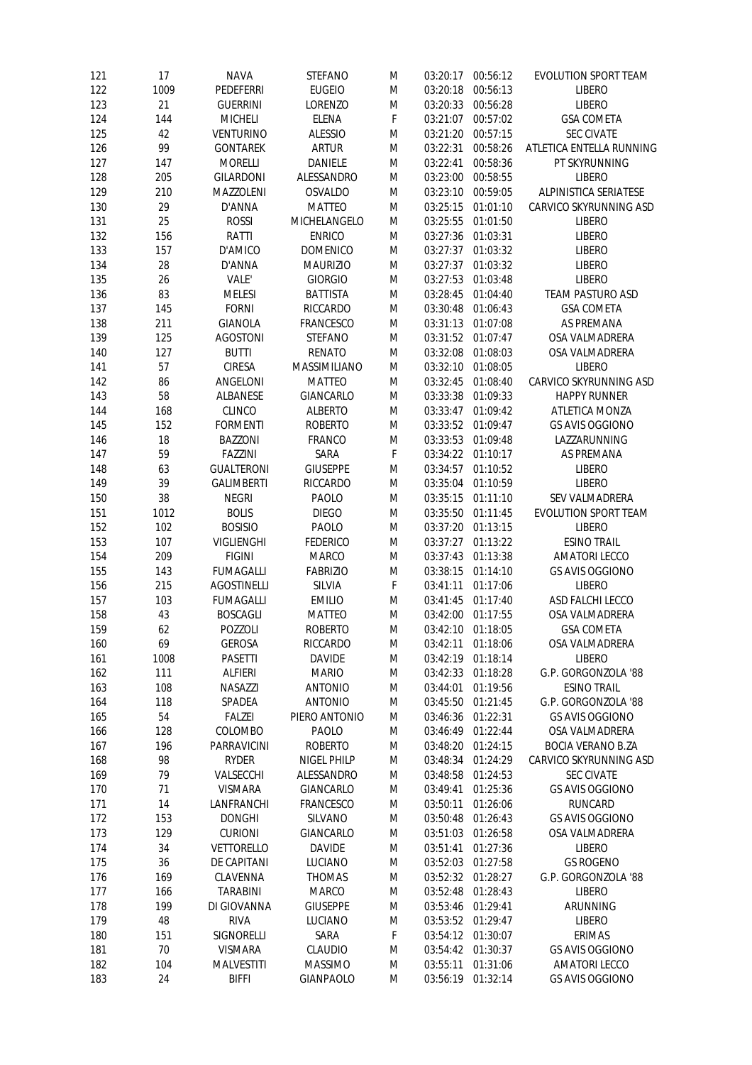| 121 | 17 | NAVA | STEFANO | M | 03:20:17 | 00:56:12 | EVOLUTION SPORT TEAM |
|---|---|---|---|---|---|---|---|
| 122 | 1009 | PEDEFERRI | EUGEIO | M | 03:20:18 | 00:56:13 | LIBERO |
| 123 | 21 | GUERRINI | LORENZO | M | 03:20:33 | 00:56:28 | LIBERO |
| 124 | 144 | MICHELI | ELENA | F | 03:21:07 | 00:57:02 | GSA COMETA |
| 125 | 42 | VENTURINO | ALESSIO | M | 03:21:20 | 00:57:15 | SEC CIVATE |
| 126 | 99 | GONTAREK | ARTUR | M | 03:22:31 | 00:58:26 | ATLETICA ENTELLA RUNNING |
| 127 | 147 | MORELLI | DANIELE | M | 03:22:41 | 00:58:36 | PT SKYRUNNING |
| 128 | 205 | GILARDONI | ALESSANDRO | M | 03:23:00 | 00:58:55 | LIBERO |
| 129 | 210 | MAZZOLENI | OSVALDO | M | 03:23:10 | 00:59:05 | ALPINISTICA SERIATESE |
| 130 | 29 | D'ANNA | MATTEO | M | 03:25:15 | 01:01:10 | CARVICO SKYRUNNING ASD |
| 131 | 25 | ROSSI | MICHELANGELO | M | 03:25:55 | 01:01:50 | LIBERO |
| 132 | 156 | RATTI | ENRICO | M | 03:27:36 | 01:03:31 | LIBERO |
| 133 | 157 | D'AMICO | DOMENICO | M | 03:27:37 | 01:03:32 | LIBERO |
| 134 | 28 | D'ANNA | MAURIZIO | M | 03:27:37 | 01:03:32 | LIBERO |
| 135 | 26 | VALE' | GIORGIO | M | 03:27:53 | 01:03:48 | LIBERO |
| 136 | 83 | MELESI | BATTISTA | M | 03:28:45 | 01:04:40 | TEAM PASTURO ASD |
| 137 | 145 | FORNI | RICCARDO | M | 03:30:48 | 01:06:43 | GSA COMETA |
| 138 | 211 | GIANOLA | FRANCESCO | M | 03:31:13 | 01:07:08 | AS PREMANA |
| 139 | 125 | AGOSTONI | STEFANO | M | 03:31:52 | 01:07:47 | OSA VALMADRERA |
| 140 | 127 | BUTTI | RENATO | M | 03:32:08 | 01:08:03 | OSA VALMADRERA |
| 141 | 57 | CIRESA | MASSIMILIANO | M | 03:32:10 | 01:08:05 | LIBERO |
| 142 | 86 | ANGELONI | MATTEO | M | 03:32:45 | 01:08:40 | CARVICO SKYRUNNING ASD |
| 143 | 58 | ALBANESE | GIANCARLO | M | 03:33:38 | 01:09:33 | HAPPY RUNNER |
| 144 | 168 | CLINCO | ALBERTO | M | 03:33:47 | 01:09:42 | ATLETICA MONZA |
| 145 | 152 | FORMENTI | ROBERTO | M | 03:33:52 | 01:09:47 | GS AVIS OGGIONO |
| 146 | 18 | BAZZONI | FRANCO | M | 03:33:53 | 01:09:48 | LAZZARUNNING |
| 147 | 59 | FAZZINI | SARA | F | 03:34:22 | 01:10:17 | AS PREMANA |
| 148 | 63 | GUALTERONI | GIUSEPPE | M | 03:34:57 | 01:10:52 | LIBERO |
| 149 | 39 | GALIMBERTI | RICCARDO | M | 03:35:04 | 01:10:59 | LIBERO |
| 150 | 38 | NEGRI | PAOLO | M | 03:35:15 | 01:11:10 | SEV VALMADRERA |
| 151 | 1012 | BOLIS | DIEGO | M | 03:35:50 | 01:11:45 | EVOLUTION SPORT TEAM |
| 152 | 102 | BOSISIO | PAOLO | M | 03:37:20 | 01:13:15 | LIBERO |
| 153 | 107 | VIGLIENGHI | FEDERICO | M | 03:37:27 | 01:13:22 | ESINO TRAIL |
| 154 | 209 | FIGINI | MARCO | M | 03:37:43 | 01:13:38 | AMATORI LECCO |
| 155 | 143 | FUMAGALLI | FABRIZIO | M | 03:38:15 | 01:14:10 | GS AVIS OGGIONO |
| 156 | 215 | AGOSTINELLI | SILVIA | F | 03:41:11 | 01:17:06 | LIBERO |
| 157 | 103 | FUMAGALLI | EMILIO | M | 03:41:45 | 01:17:40 | ASD FALCHI LECCO |
| 158 | 43 | BOSCAGLI | MATTEO | M | 03:42:00 | 01:17:55 | OSA VALMADRERA |
| 159 | 62 | POZZOLI | ROBERTO | M | 03:42:10 | 01:18:05 | GSA COMETA |
| 160 | 69 | GEROSA | RICCARDO | M | 03:42:11 | 01:18:06 | OSA VALMADRERA |
| 161 | 1008 | PASETTI | DAVIDE | M | 03:42:19 | 01:18:14 | LIBERO |
| 162 | 111 | ALFIERI | MARIO | M | 03:42:33 | 01:18:28 | G.P. GORGONZOLA '88 |
| 163 | 108 | NASAZZI | ANTONIO | M | 03:44:01 | 01:19:56 | ESINO TRAIL |
| 164 | 118 | SPADEA | ANTONIO | M | 03:45:50 | 01:21:45 | G.P. GORGONZOLA '88 |
| 165 | 54 | FALZEI | PIERO ANTONIO | M | 03:46:36 | 01:22:31 | GS AVIS OGGIONO |
| 166 | 128 | COLOMBO | PAOLO | M | 03:46:49 | 01:22:44 | OSA VALMADRERA |
| 167 | 196 | PARRAVICINI | ROBERTO | M | 03:48:20 | 01:24:15 | BOCIA VERANO B.ZA |
| 168 | 98 | RYDER | NIGEL PHILP | M | 03:48:34 | 01:24:29 | CARVICO SKYRUNNING ASD |
| 169 | 79 | VALSECCHI | ALESSANDRO | M | 03:48:58 | 01:24:53 | SEC CIVATE |
| 170 | 71 | VISMARA | GIANCARLO | M | 03:49:41 | 01:25:36 | GS AVIS OGGIONO |
| 171 | 14 | LANFRANCHI | FRANCESCO | M | 03:50:11 | 01:26:06 | RUNCARD |
| 172 | 153 | DONGHI | SILVANO | M | 03:50:48 | 01:26:43 | GS AVIS OGGIONO |
| 173 | 129 | CURIONI | GIANCARLO | M | 03:51:03 | 01:26:58 | OSA VALMADRERA |
| 174 | 34 | VETTORELLO | DAVIDE | M | 03:51:41 | 01:27:36 | LIBERO |
| 175 | 36 | DE CAPITANI | LUCIANO | M | 03:52:03 | 01:27:58 | GS ROGENO |
| 176 | 169 | CLAVENNA | THOMAS | M | 03:52:32 | 01:28:27 | G.P. GORGONZOLA '88 |
| 177 | 166 | TARABINI | MARCO | M | 03:52:48 | 01:28:43 | LIBERO |
| 178 | 199 | DI GIOVANNA | GIUSEPPE | M | 03:53:46 | 01:29:41 | ARUNNING |
| 179 | 48 | RIVA | LUCIANO | M | 03:53:52 | 01:29:47 | LIBERO |
| 180 | 151 | SIGNORELLI | SARA | F | 03:54:12 | 01:30:07 | ERIMAS |
| 181 | 70 | VISMARA | CLAUDIO | M | 03:54:42 | 01:30:37 | GS AVIS OGGIONO |
| 182 | 104 | MALVESTITI | MASSIMO | M | 03:55:11 | 01:31:06 | AMATORI LECCO |
| 183 | 24 | BIFFI | GIANPAOLO | M | 03:56:19 | 01:32:14 | GS AVIS OGGIONO |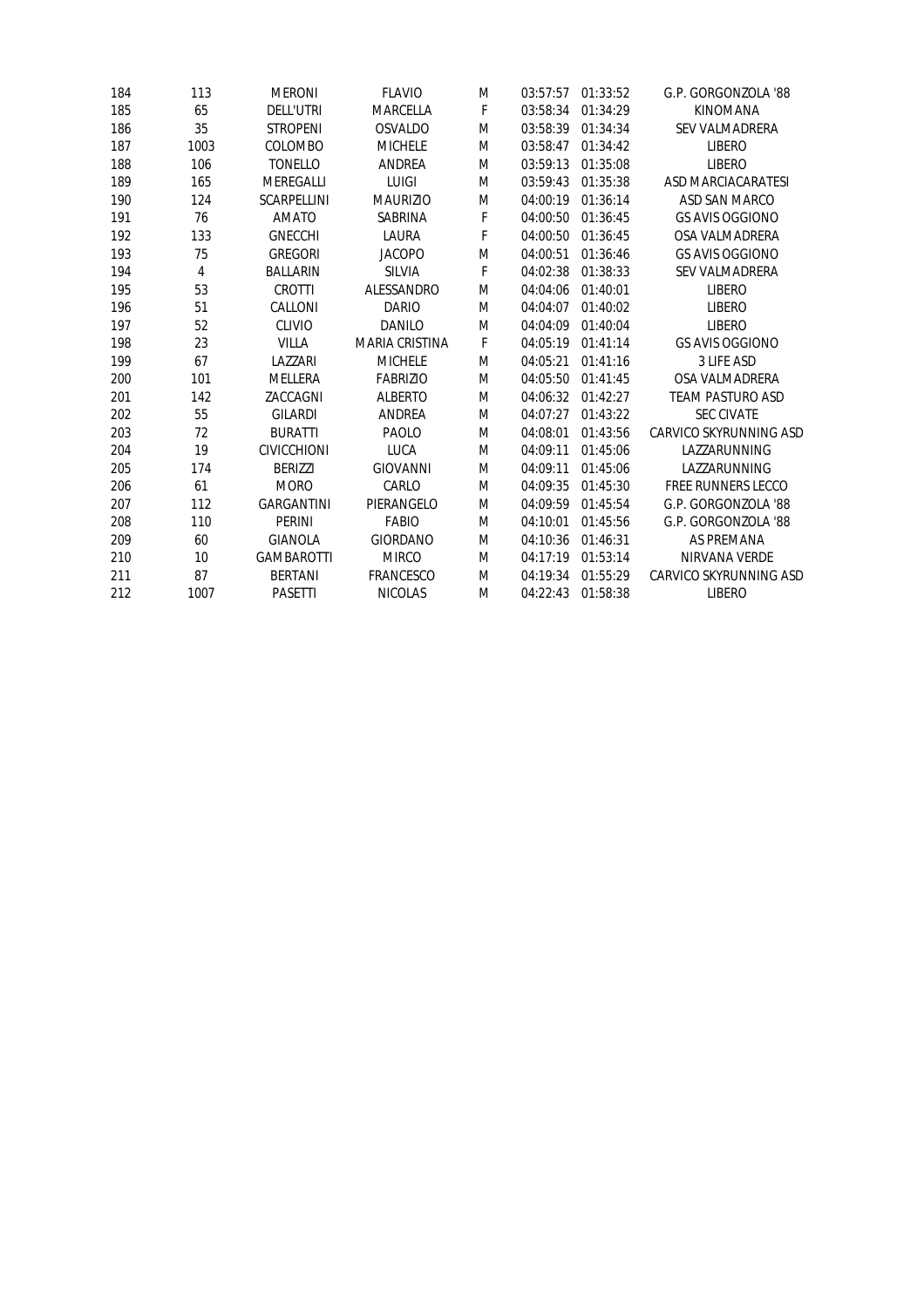| | | | | | | | |
|---|---|---|---|---|---|---|---|
| 184 | 113 | MERONI | FLAVIO | M | 03:57:57 | 01:33:52 | G.P. GORGONZOLA '88 |
| 185 | 65 | DELL'UTRI | MARCELLA | F | 03:58:34 | 01:34:29 | KINOMANA |
| 186 | 35 | STROPENI | OSVALDO | M | 03:58:39 | 01:34:34 | SEV VALMADRERA |
| 187 | 1003 | COLOMBO | MICHELE | M | 03:58:47 | 01:34:42 | LIBERO |
| 188 | 106 | TONELLO | ANDREA | M | 03:59:13 | 01:35:08 | LIBERO |
| 189 | 165 | MEREGALLI | LUIGI | M | 03:59:43 | 01:35:38 | ASD MARCIACARATESI |
| 190 | 124 | SCARPELLINI | MAURIZIO | M | 04:00:19 | 01:36:14 | ASD SAN MARCO |
| 191 | 76 | AMATO | SABRINA | F | 04:00:50 | 01:36:45 | GS AVIS OGGIONO |
| 192 | 133 | GNECCHI | LAURA | F | 04:00:50 | 01:36:45 | OSA VALMADRERA |
| 193 | 75 | GREGORI | JACOPO | M | 04:00:51 | 01:36:46 | GS AVIS OGGIONO |
| 194 | 4 | BALLARIN | SILVIA | F | 04:02:38 | 01:38:33 | SEV VALMADRERA |
| 195 | 53 | CROTTI | ALESSANDRO | M | 04:04:06 | 01:40:01 | LIBERO |
| 196 | 51 | CALLONI | DARIO | M | 04:04:07 | 01:40:02 | LIBERO |
| 197 | 52 | CLIVIO | DANILO | M | 04:04:09 | 01:40:04 | LIBERO |
| 198 | 23 | VILLA | MARIA CRISTINA | F | 04:05:19 | 01:41:14 | GS AVIS OGGIONO |
| 199 | 67 | LAZZARI | MICHELE | M | 04:05:21 | 01:41:16 | 3 LIFE ASD |
| 200 | 101 | MELLERA | FABRIZIO | M | 04:05:50 | 01:41:45 | OSA VALMADRERA |
| 201 | 142 | ZACCAGNI | ALBERTO | M | 04:06:32 | 01:42:27 | TEAM PASTURO ASD |
| 202 | 55 | GILARDI | ANDREA | M | 04:07:27 | 01:43:22 | SEC CIVATE |
| 203 | 72 | BURATTI | PAOLO | M | 04:08:01 | 01:43:56 | CARVICO SKYRUNNING ASD |
| 204 | 19 | CIVICCHIONI | LUCA | M | 04:09:11 | 01:45:06 | LAZZARUNNING |
| 205 | 174 | BERIZZI | GIOVANNI | M | 04:09:11 | 01:45:06 | LAZZARUNNING |
| 206 | 61 | MORO | CARLO | M | 04:09:35 | 01:45:30 | FREE RUNNERS LECCO |
| 207 | 112 | GARGANTINI | PIERANGELO | M | 04:09:59 | 01:45:54 | G.P. GORGONZOLA '88 |
| 208 | 110 | PERINI | FABIO | M | 04:10:01 | 01:45:56 | G.P. GORGONZOLA '88 |
| 209 | 60 | GIANOLA | GIORDANO | M | 04:10:36 | 01:46:31 | AS PREMANA |
| 210 | 10 | GAMBAROTTI | MIRCO | M | 04:17:19 | 01:53:14 | NIRVANA VERDE |
| 211 | 87 | BERTANI | FRANCESCO | M | 04:19:34 | 01:55:29 | CARVICO SKYRUNNING ASD |
| 212 | 1007 | PASETTI | NICOLAS | M | 04:22:43 | 01:58:38 | LIBERO |